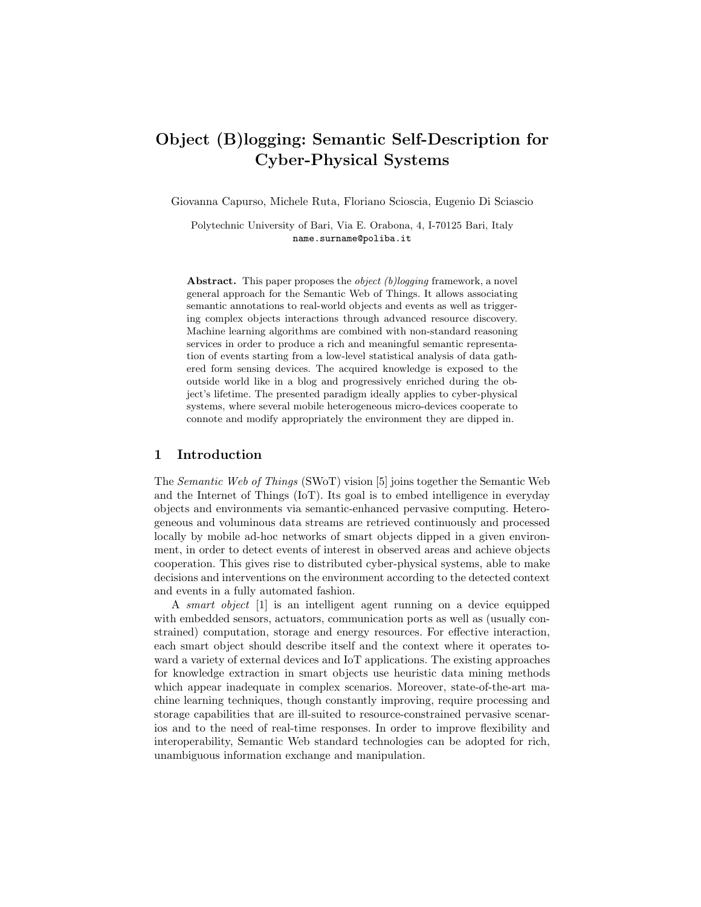# Object (B)logging: Semantic Self-Description for Cyber-Physical Systems

Giovanna Capurso, Michele Ruta, Floriano Scioscia, Eugenio Di Sciascio

Polytechnic University of Bari, Via E. Orabona, 4, I-70125 Bari, Italy
name.surname@poliba.it

**Abstract.** This paper proposes the *object (b)logging* framework, a novel general approach for the Semantic Web of Things. It allows associating semantic annotations to real-world objects and events as well as triggering complex objects interactions through advanced resource discovery. Machine learning algorithms are combined with non-standard reasoning services in order to produce a rich and meaningful semantic representation of events starting from a low-level statistical analysis of data gathered form sensing devices. The acquired knowledge is exposed to the outside world like in a blog and progressively enriched during the object's lifetime. The presented paradigm ideally applies to cyber-physical systems, where several mobile heterogeneous micro-devices cooperate to connote and modify appropriately the environment they are dipped in.

## 1 Introduction

The *Semantic Web of Things* (SWoT) vision [5] joins together the Semantic Web and the Internet of Things (IoT). Its goal is to embed intelligence in everyday objects and environments via semantic-enhanced pervasive computing. Heterogeneous and voluminous data streams are retrieved continuously and processed locally by mobile ad-hoc networks of smart objects dipped in a given environment, in order to detect events of interest in observed areas and achieve objects cooperation. This gives rise to distributed cyber-physical systems, able to make decisions and interventions on the environment according to the detected context and events in a fully automated fashion.

A *smart object* [1] is an intelligent agent running on a device equipped with embedded sensors, actuators, communication ports as well as (usually constrained) computation, storage and energy resources. For effective interaction, each smart object should describe itself and the context where it operates toward a variety of external devices and IoT applications. The existing approaches for knowledge extraction in smart objects use heuristic data mining methods which appear inadequate in complex scenarios. Moreover, state-of-the-art machine learning techniques, though constantly improving, require processing and storage capabilities that are ill-suited to resource-constrained pervasive scenarios and to the need of real-time responses. In order to improve flexibility and interoperability, Semantic Web standard technologies can be adopted for rich, unambiguous information exchange and manipulation.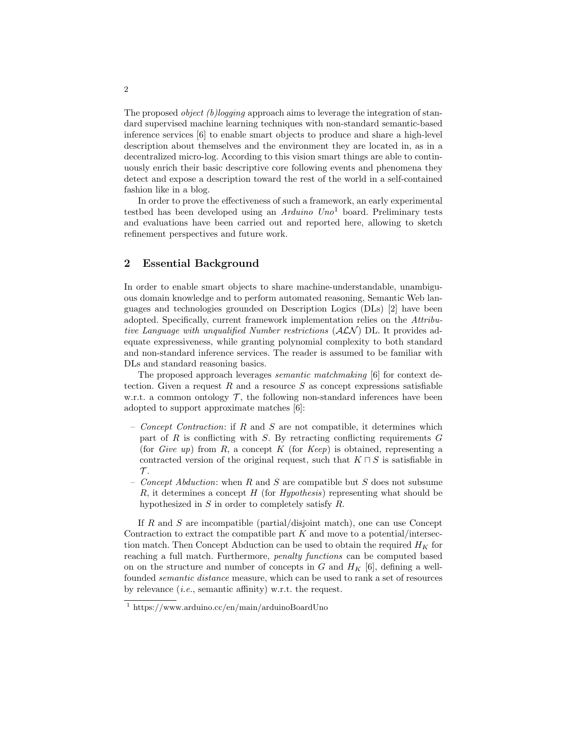The proposed *object (b)logging* approach aims to leverage the integration of standard supervised machine learning techniques with non-standard semantic-based inference services [6] to enable smart objects to produce and share a high-level description about themselves and the environment they are located in, as in a decentralized micro-log. According to this vision smart things are able to continuously enrich their basic descriptive core following events and phenomena they detect and expose a description toward the rest of the world in a self-contained fashion like in a blog.

In order to prove the effectiveness of such a framework, an early experimental testbed has been developed using an *Arduino Uno*[1] board. Preliminary tests and evaluations have been carried out and reported here, allowing to sketch refinement perspectives and future work.

## 2 Essential Background

In order to enable smart objects to share machine-understandable, unambiguous domain knowledge and to perform automated reasoning, Semantic Web languages and technologies grounded on Description Logics (DLs) [2] have been adopted. Specifically, current framework implementation relies on the *Attributive Language with unqualified Number restrictions* ($\mathcal{ALN}$) DL. It provides adequate expressiveness, while granting polynomial complexity to both standard and non-standard inference services. The reader is assumed to be familiar with DLs and standard reasoning basics.

The proposed approach leverages *semantic matchmaking* [6] for context detection. Given a request $R$ and a resource $S$ as concept expressions satisfiable w.r.t. a common ontology $\mathcal{T}$, the following non-standard inferences have been adopted to support approximate matches [6]:

- *Concept Contraction*: if $R$ and $S$ are not compatible, it determines which part of $R$ is conflicting with $S$. By retracting conflicting requirements $G$ (for *Give up*) from $R$, a concept $K$ (for *Keep*) is obtained, representing a contracted version of the original request, such that $K \sqcap S$ is satisfiable in $\mathcal{T}$.
- *Concept Abduction*: when $R$ and $S$ are compatible but $S$ does not subsume $R$, it determines a concept $H$ (for *Hypothesis*) representing what should be hypothesized in $S$ in order to completely satisfy $R$.

If $R$ and $S$ are incompatible (partial/disjoint match), one can use Concept Contraction to extract the compatible part $K$ and move to a potential/intersection match. Then Concept Abduction can be used to obtain the required $H_K$ for reaching a full match. Furthermore, *penalty functions* can be computed based on on the structure and number of concepts in $G$ and $H_K$ [6], defining a well-founded *semantic distance* measure, which can be used to rank a set of resources by relevance (*i.e.*, semantic affinity) w.r.t. the request.

[1] https://www.arduino.cc/en/main/arduinoBoardUno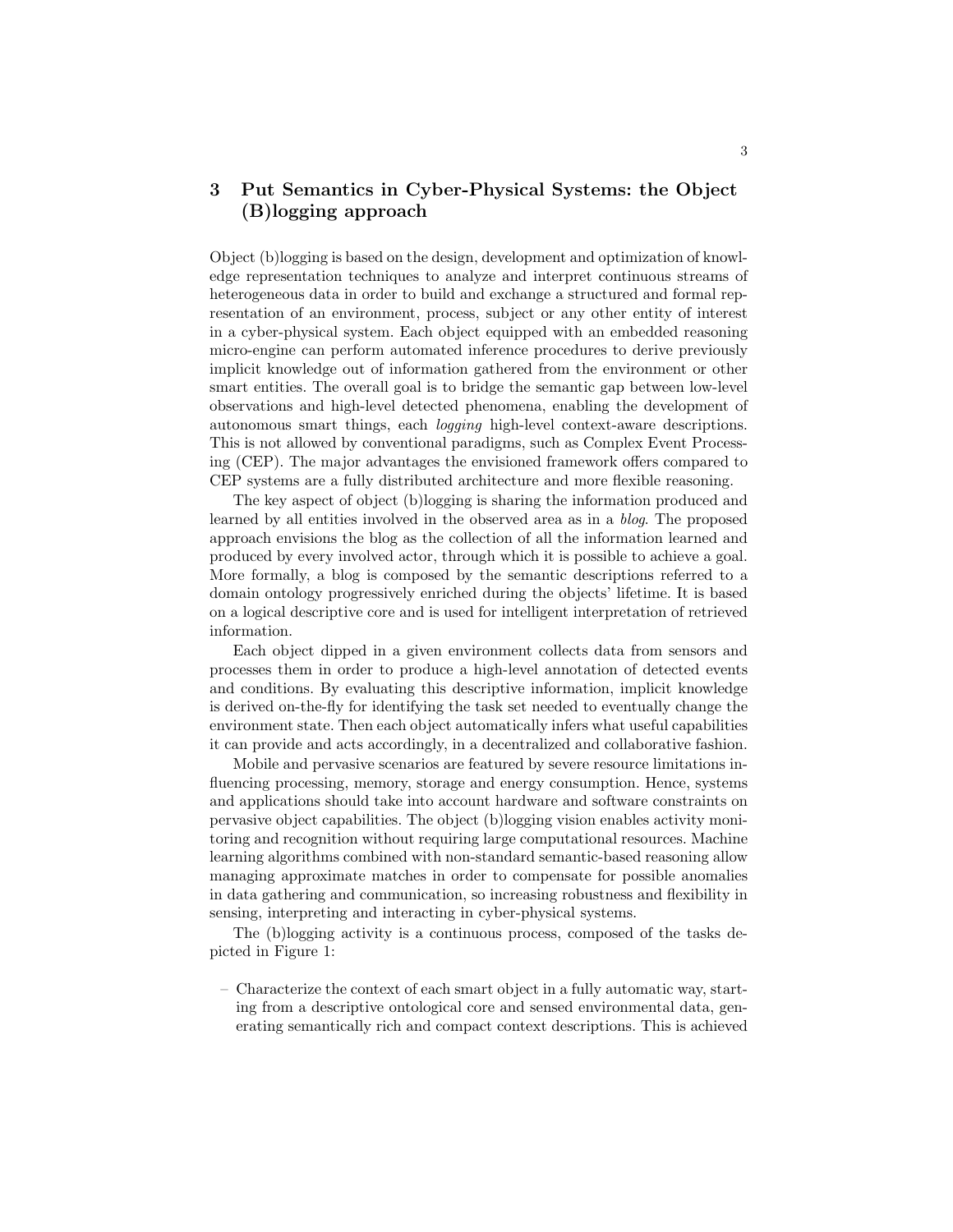## 3 Put Semantics in Cyber-Physical Systems: the Object (B)logging approach

Object (b)logging is based on the design, development and optimization of knowledge representation techniques to analyze and interpret continuous streams of heterogeneous data in order to build and exchange a structured and formal representation of an environment, process, subject or any other entity of interest in a cyber-physical system. Each object equipped with an embedded reasoning micro-engine can perform automated inference procedures to derive previously implicit knowledge out of information gathered from the environment or other smart entities. The overall goal is to bridge the semantic gap between low-level observations and high-level detected phenomena, enabling the development of autonomous smart things, each *logging* high-level context-aware descriptions. This is not allowed by conventional paradigms, such as Complex Event Processing (CEP). The major advantages the envisioned framework offers compared to CEP systems are a fully distributed architecture and more flexible reasoning.

The key aspect of object (b)logging is sharing the information produced and learned by all entities involved in the observed area as in a *blog*. The proposed approach envisions the blog as the collection of all the information learned and produced by every involved actor, through which it is possible to achieve a goal. More formally, a blog is composed by the semantic descriptions referred to a domain ontology progressively enriched during the objects' lifetime. It is based on a logical descriptive core and is used for intelligent interpretation of retrieved information.

Each object dipped in a given environment collects data from sensors and processes them in order to produce a high-level annotation of detected events and conditions. By evaluating this descriptive information, implicit knowledge is derived on-the-fly for identifying the task set needed to eventually change the environment state. Then each object automatically infers what useful capabilities it can provide and acts accordingly, in a decentralized and collaborative fashion.

Mobile and pervasive scenarios are featured by severe resource limitations influencing processing, memory, storage and energy consumption. Hence, systems and applications should take into account hardware and software constraints on pervasive object capabilities. The object (b)logging vision enables activity monitoring and recognition without requiring large computational resources. Machine learning algorithms combined with non-standard semantic-based reasoning allow managing approximate matches in order to compensate for possible anomalies in data gathering and communication, so increasing robustness and flexibility in sensing, interpreting and interacting in cyber-physical systems.

The (b)logging activity is a continuous process, composed of the tasks depicted in Figure 1:

- Characterize the context of each smart object in a fully automatic way, starting from a descriptive ontological core and sensed environmental data, generating semantically rich and compact context descriptions. This is achieved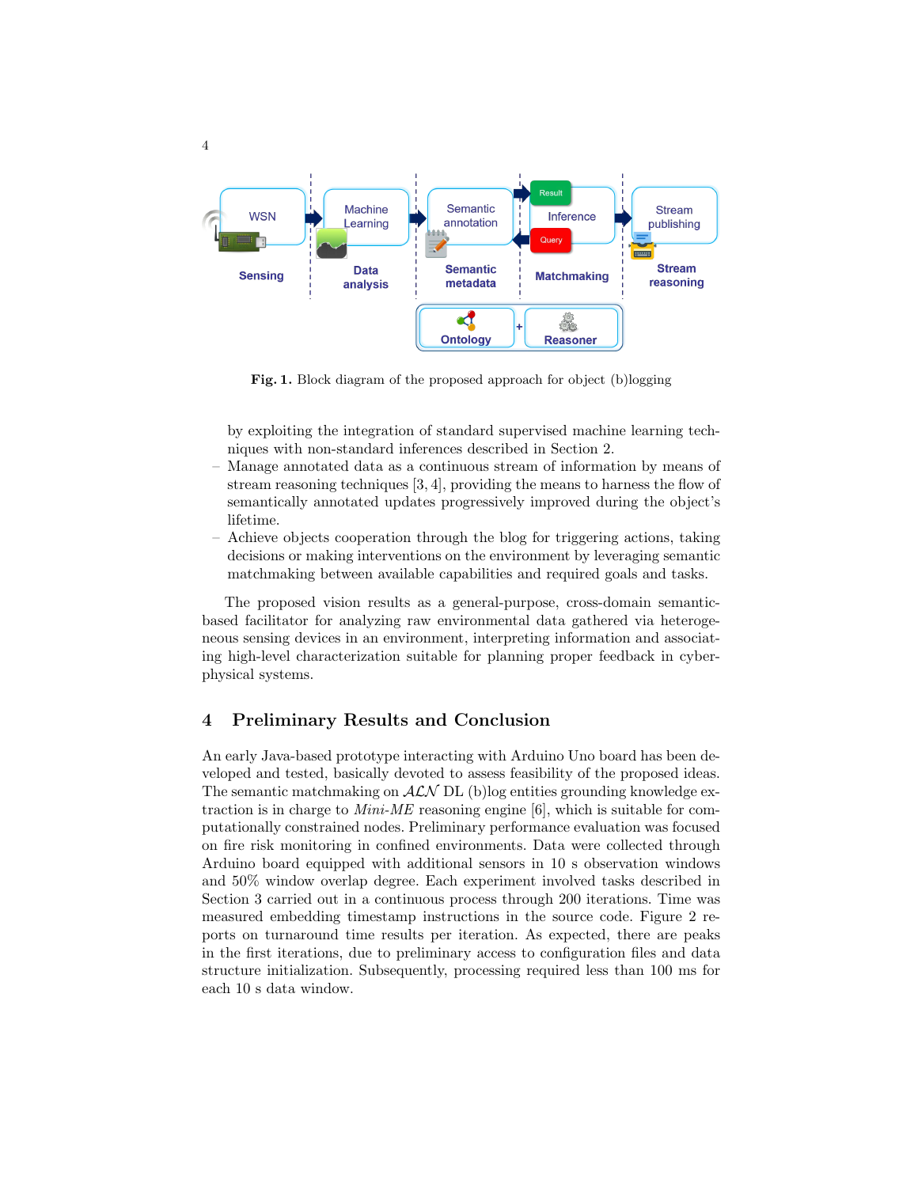Fig. 1. Block diagram of the proposed approach for object (b)logging

by exploiting the integration of standard supervised machine learning techniques with non-standard inferences described in Section 2.

- Manage annotated data as a continuous stream of information by means of stream reasoning techniques [3, 4], providing the means to harness the flow of semantically annotated updates progressively improved during the object's lifetime.
- Achieve objects cooperation through the blog for triggering actions, taking decisions or making interventions on the environment by leveraging semantic matchmaking between available capabilities and required goals and tasks.

The proposed vision results as a general-purpose, cross-domain semantic-based facilitator for analyzing raw environmental data gathered via heterogeneous sensing devices in an environment, interpreting information and associating high-level characterization suitable for planning proper feedback in cyber-physical systems.

## 4 Preliminary Results and Conclusion

An early Java-based prototype interacting with Arduino Uno board has been developed and tested, basically devoted to assess feasibility of the proposed ideas. The semantic matchmaking on $\mathcal{ALN}$ DL (b)log entities grounding knowledge extraction is in charge to *Mini-ME* reasoning engine [6], which is suitable for computationally constrained nodes. Preliminary performance evaluation was focused on fire risk monitoring in confined environments. Data were collected through Arduino board equipped with additional sensors in 10 s observation windows and 50% window overlap degree. Each experiment involved tasks described in Section 3 carried out in a continuous process through 200 iterations. Time was measured embedding timestamp instructions in the source code. Figure 2 reports on turnaround time results per iteration. As expected, there are peaks in the first iterations, due to preliminary access to configuration files and data structure initialization. Subsequently, processing required less than 100 ms for each 10 s data window.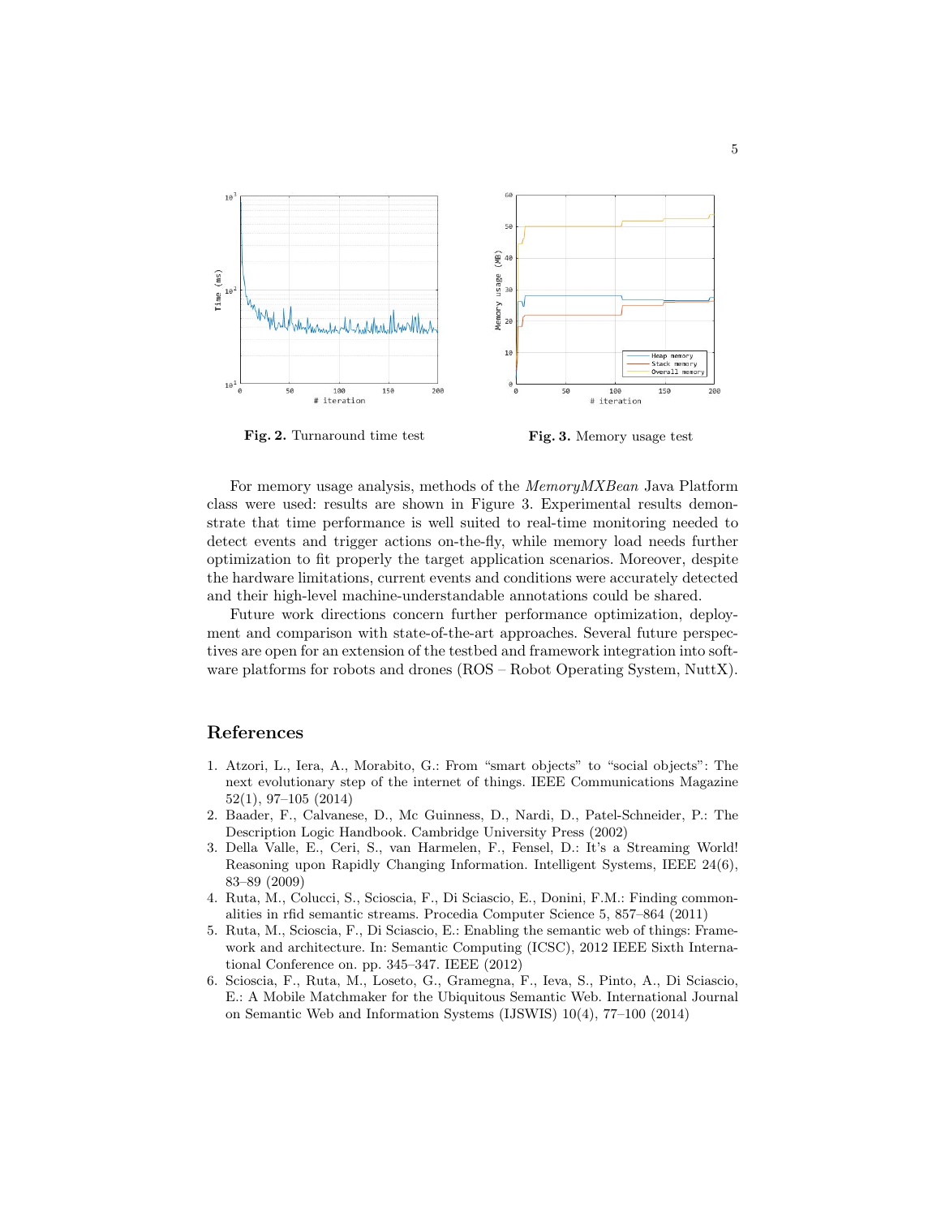Time (ms)

$10^3$

$10^2$

$10^1$

0 50 100 150 200

# iteration

**Fig. 2.** Turnaround time test

Memory usage (MB)

60 50 40 30 20 10 0

0 50 100 150 200

# iteration

Heap memory
Stack memory
Overall memory

**Fig. 3.** Memory usage test

For memory usage analysis, methods of the *MemoryMXBean* Java Platform class were used: results are shown in Figure 3. Experimental results demonstrate that time performance is well suited to real-time monitoring needed to detect events and trigger actions on-the-fly, while memory load needs further optimization to fit properly the target application scenarios. Moreover, despite the hardware limitations, current events and conditions were accurately detected and their high-level machine-understandable annotations could be shared.

Future work directions concern further performance optimization, deployment and comparison with state-of-the-art approaches. Several future perspectives are open for an extension of the testbed and framework integration into software platforms for robots and drones (ROS – Robot Operating System, NuttX).

## References

1. Atzori, L., Iera, A., Morabito, G.: From "smart objects" to "social objects": The next evolutionary step of the internet of things. IEEE Communications Magazine 52(1), 97–105 (2014)
2. Baader, F., Calvanese, D., Mc Guinness, D., Nardi, D., Patel-Schneider, P.: The Description Logic Handbook. Cambridge University Press (2002)
3. Della Valle, E., Ceri, S., van Harmelen, F., Fensel, D.: It's a Streaming World! Reasoning upon Rapidly Changing Information. Intelligent Systems, IEEE 24(6), 83–89 (2009)
4. Ruta, M., Colucci, S., Scioscia, F., Di Sciascio, E., Donini, F.M.: Finding commonalities in rfid semantic streams. Procedia Computer Science 5, 857–864 (2011)
5. Ruta, M., Scioscia, F., Di Sciascio, E.: Enabling the semantic web of things: Framework and architecture. In: Semantic Computing (ICSC), 2012 IEEE Sixth International Conference on. pp. 345–347. IEEE (2012)
6. Scioscia, F., Ruta, M., Loseto, G., Gramegna, F., Ieva, S., Pinto, A., Di Sciascio, E.: A Mobile Matchmaker for the Ubiquitous Semantic Web. International Journal on Semantic Web and Information Systems (IJSWIS) 10(4), 77–100 (2014)